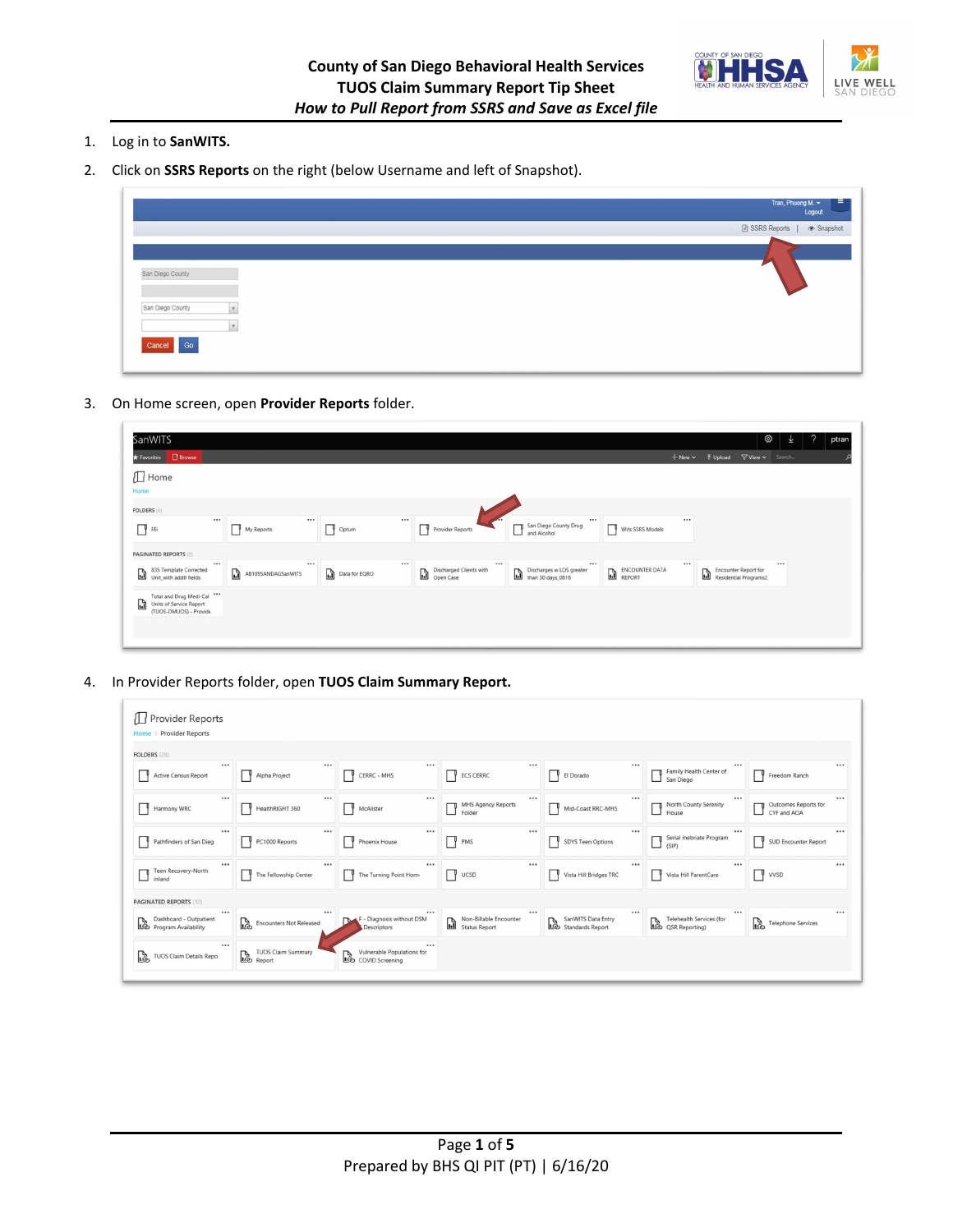# County of San Diego Behavioral Health Services
## TUOS Claim Summary Report Tip Sheet
### *How to Pull Report from SSRS and Save as Excel file*

1. Log in to **SanWITS.**
2. Click on **SSRS Reports** on the right (below Username and left of Snapshot).
3. On Home screen, open **Provider Reports** folder.
4. In Provider Reports folder, open **TUOS Claim Summary Report.**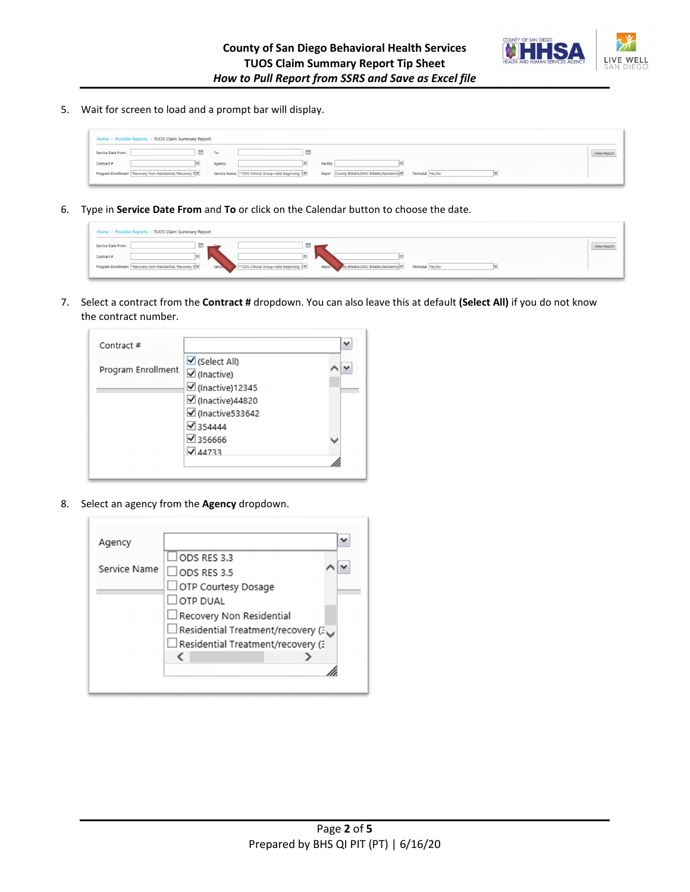5. Wait for screen to load and a prompt bar will display.

6. Type in **Service Date From** and **To** or click on the Calendar button to choose the date.

7. Select a contract from the **Contract #** dropdown. You can also leave this at default **(Select All)** if you do not know the contract number.

8. Select an agency from the **Agency** dropdown.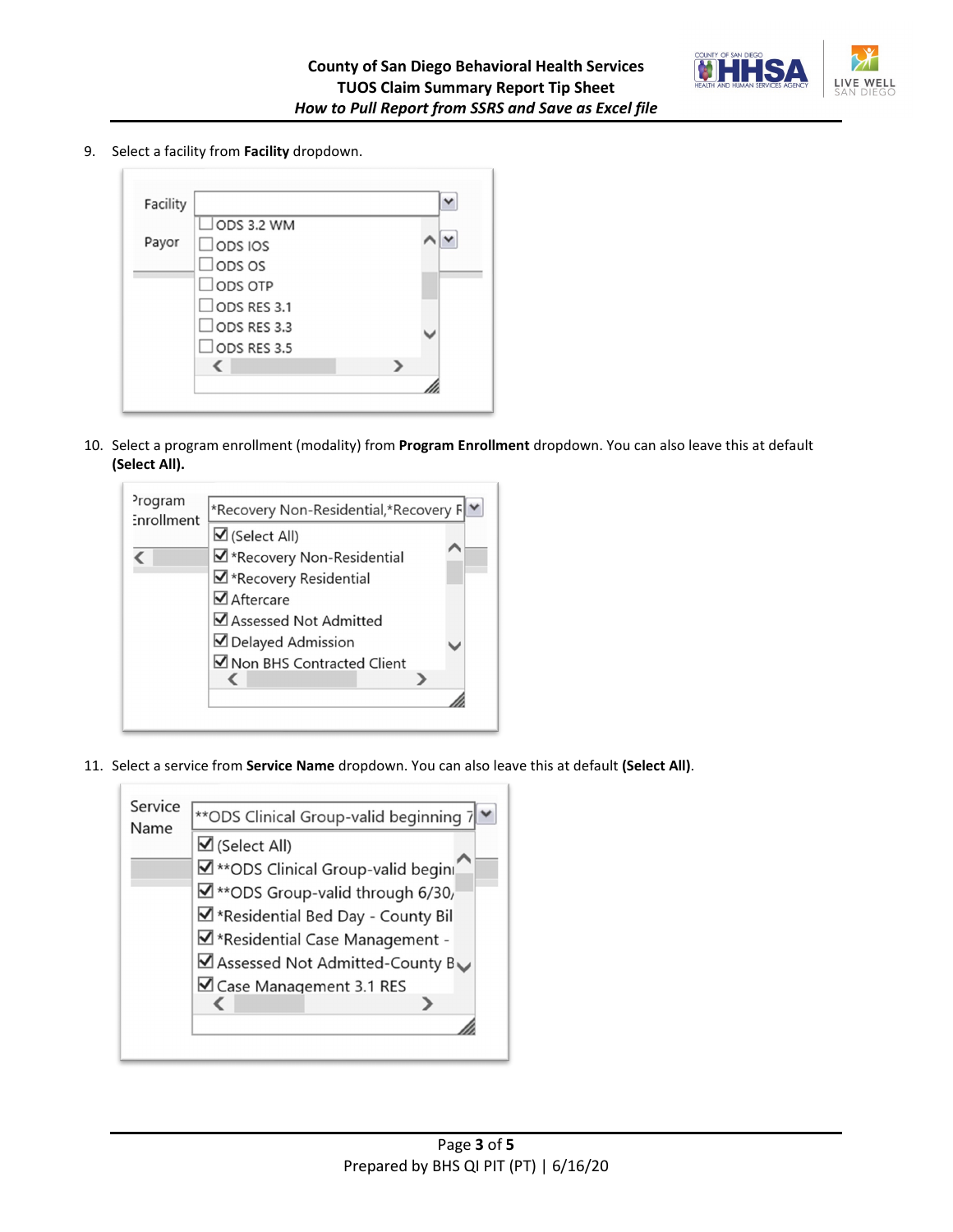9. Select a facility from **Facility** dropdown.

10. Select a program enrollment (modality) from **Program Enrollment** dropdown. You can also leave this at default **(Select All).**

11. Select a service from **Service Name** dropdown. You can also leave this at default **(Select All)**.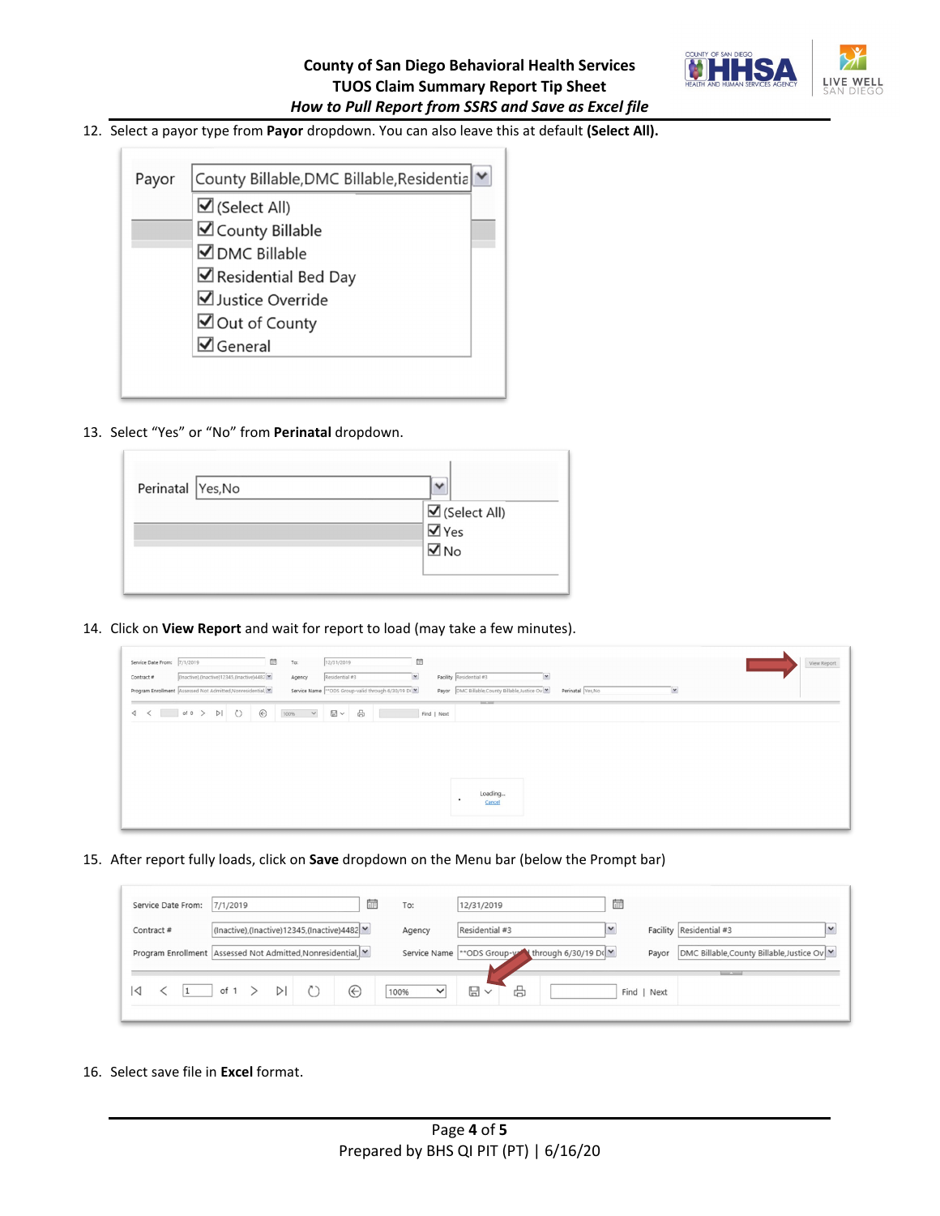12. Select a payor type from **Payor** dropdown. You can also leave this at default **(Select All).**

13. Select “Yes” or “No” from **Perinatal** dropdown.

14. Click on **View Report** and wait for report to load (may take a few minutes).

15. After report fully loads, click on **Save** dropdown on the Menu bar (below the Prompt bar)

16. Select save file in **Excel** format.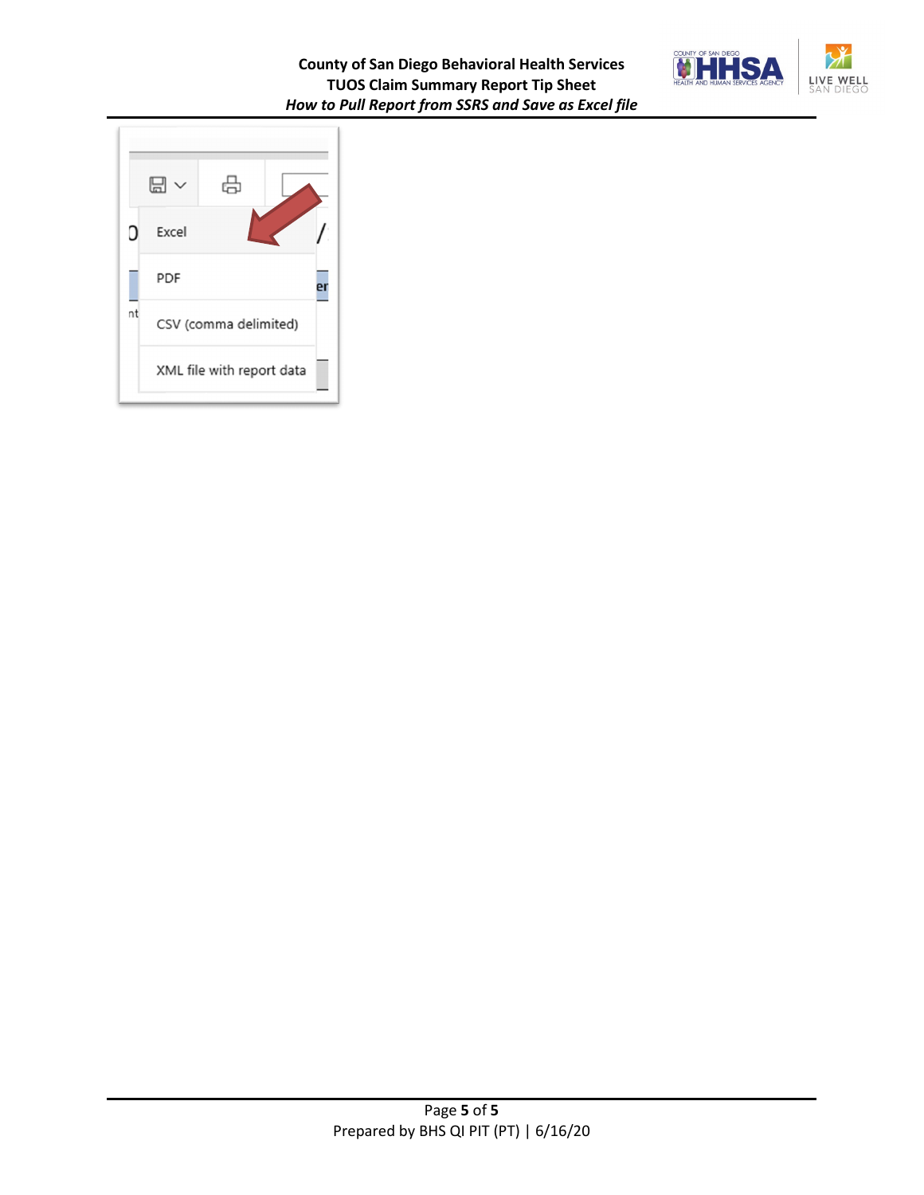Excel

PDF

CSV (comma delimited)

XML file with report data